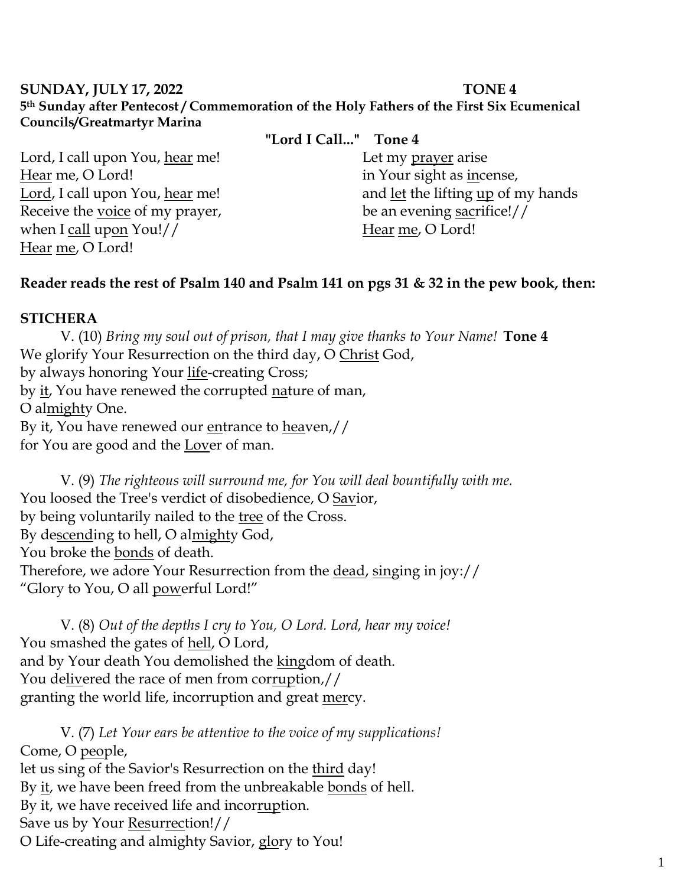**SUNDAY, JULY 17, 2022 TONE 4**

**5th Sunday after Pentecost / Commemoration of the Holy Fathers of the First Six Ecumenical Councils/Greatmartyr Marina**

**"Lord I Call..." Tone 4**

Lord, I call upon You, hear me!
Hear me, O Lord!
Lord, I call upon You, hear me!
Receive the voice of my prayer,
when I call upon You!//
Hear me, O Lord!

Let my prayer arise
in Your sight as incense,
and let the lifting up of my hands
be an evening sacrifice!//
Hear me, O Lord!

**Reader reads the rest of Psalm 140 and Psalm 141 on pgs 31 & 32 in the pew book, then:**

**STICHERA**

V. (10) *Bring my soul out of prison, that I may give thanks to Your Name!* **Tone 4**
We glorify Your Resurrection on the third day, O Christ God,
by always honoring Your life-creating Cross;
by it, You have renewed the corrupted nature of man,
O almighty One.
By it, You have renewed our entrance to heaven,//
for You are good and the Lover of man.

V. (9) *The righteous will surround me, for You will deal bountifully with me.*
You loosed the Tree's verdict of disobedience, O Savior,
by being voluntarily nailed to the tree of the Cross.
By descending to hell, O almighty God,
You broke the bonds of death.
Therefore, we adore Your Resurrection from the dead, singing in joy://
"Glory to You, O all powerful Lord!"

V. (8) *Out of the depths I cry to You, O Lord. Lord, hear my voice!*
You smashed the gates of hell, O Lord,
and by Your death You demolished the kingdom of death.
You delivered the race of men from corruption,//
granting the world life, incorruption and great mercy.

V. (7) *Let Your ears be attentive to the voice of my supplications!*
Come, O people,
let us sing of the Savior's Resurrection on the third day!
By it, we have been freed from the unbreakable bonds of hell.
By it, we have received life and incorruption.
Save us by Your Resurrection!//
O Life-creating and almighty Savior, glory to You!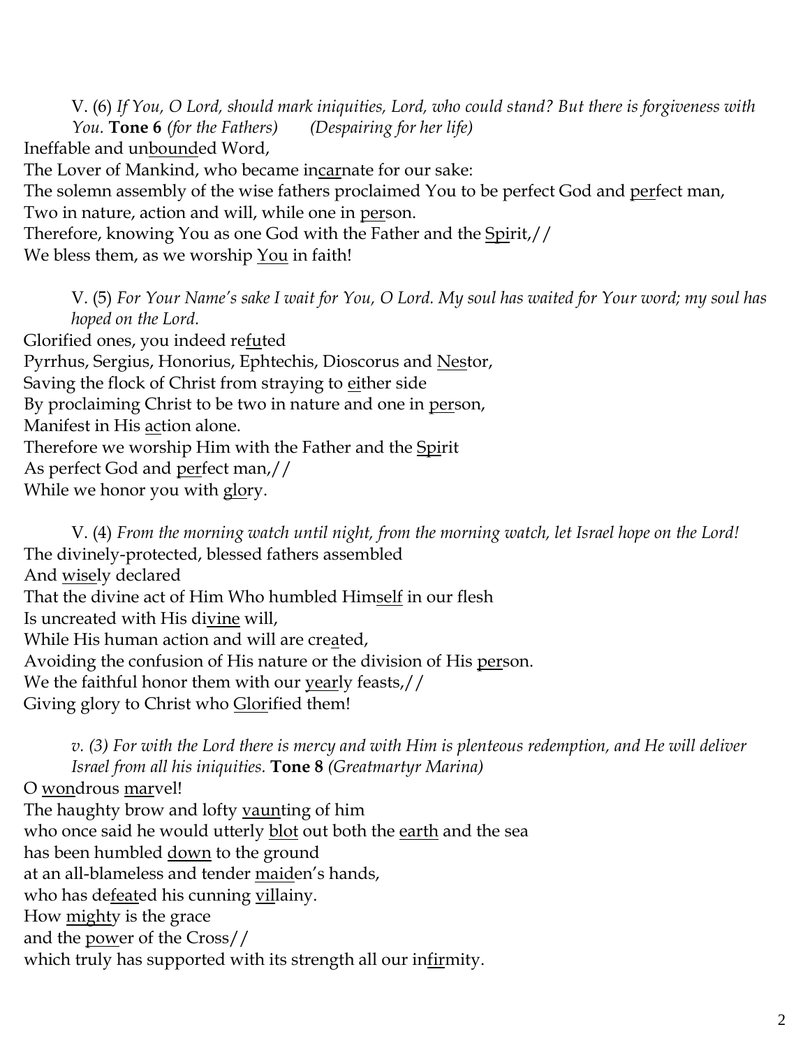V. (6) *If You, O Lord, should mark iniquities, Lord, who could stand? But there is forgiveness with You.* **Tone 6** *(for the Fathers)* *(Despairing for her life)*

Ineffable and un<u>bound</u>ed Word,
The Lover of Mankind, who became in<u>car</u>nate for our sake:
The solemn assembly of the wise fathers proclaimed You to be perfect God and <u>per</u>fect man,
Two in nature, action and will, while one in <u>per</u>son.
Therefore, knowing You as one God with the Father and the <u>Spi</u>rit,//
We bless them, as we worship <u>You</u> in faith!

V. (5) *For Your Name's sake I wait for You, O Lord. My soul has waited for Your word; my soul has hoped on the Lord.*

Glorified ones, you indeed re<u>fu</u>ted
Pyrrhus, Sergius, Honorius, Ephtechis, Dioscorus and <u>Nes</u>tor,
Saving the flock of Christ from straying to <u>ei</u>ther side
By proclaiming Christ to be two in nature and one in <u>per</u>son,
Manifest in His <u>ac</u>tion alone.
Therefore we worship Him with the Father and the <u>Spi</u>rit
As perfect God and <u>per</u>fect man,//
While we honor you with <u>glo</u>ry.

V. (4) *From the morning watch until night, from the morning watch, let Israel hope on the Lord!*

The divinely-protected, blessed fathers assembled
And <u>wise</u>ly declared
That the divine act of Him Who humbled Him<u>self</u> in our flesh
Is uncreated with His di<u>vine</u> will,
While His human action and will are cre<u>a</u>ted,
Avoiding the confusion of His nature or the division of His <u>per</u>son.
We the faithful honor them with our <u>year</u>ly feasts,//
Giving glory to Christ who <u>Glor</u>ified them!

*v. (3) For with the Lord there is mercy and with Him is plenteous redemption, and He will deliver Israel from all his iniquities.* **Tone 8** *(Greatmartyr Marina)*

O <u>won</u>drous <u>mar</u>vel!
The haughty brow and lofty <u>vaun</u>ting of him
who once said he would utterly <u>blot</u> out both the <u>earth</u> and the sea
has been humbled <u>down</u> to the ground
at an all-blameless and tender <u>maid</u>en's hands,
who has de<u>feat</u>ed his cunning <u>vil</u>lainy.
How <u>mighty</u> is the grace
and the <u>pow</u>er of the Cross//
which truly has supported with its strength all our in<u>fir</u>mity.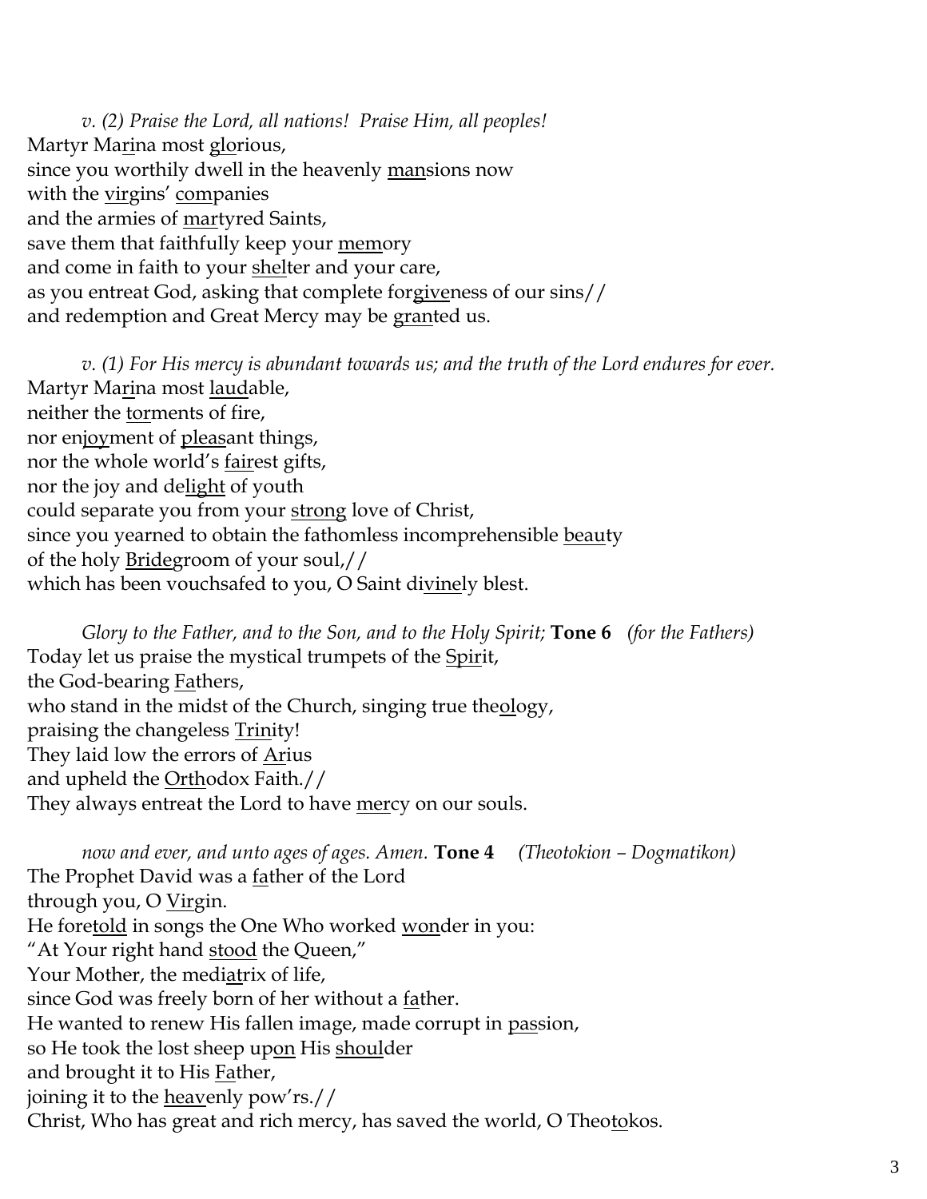*v. (2) Praise the Lord, all nations! Praise Him, all peoples!*
Martyr Marina most glorious,
since you worthily dwell in the heavenly mansions now
with the virgins' companies
and the armies of martyred Saints,
save them that faithfully keep your memory
and come in faith to your shelter and your care,
as you entreat God, asking that complete forgiveness of our sins//
and redemption and Great Mercy may be granted us.

*v. (1) For His mercy is abundant towards us; and the truth of the Lord endures for ever.*
Martyr Marina most laudable,
neither the torments of fire,
nor enjoyment of pleasant things,
nor the whole world's fairest gifts,
nor the joy and delight of youth
could separate you from your strong love of Christ,
since you yearned to obtain the fathomless incomprehensible beauty
of the holy Bridegroom of your soul,//
which has been vouchsafed to you, O Saint divinely blest.

*Glory to the Father, and to the Son, and to the Holy Spirit;* **Tone 6** *(for the Fathers)*
Today let us praise the mystical trumpets of the Spirit,
the God-bearing Fathers,
who stand in the midst of the Church, singing true theology,
praising the changeless Trinity!
They laid low the errors of Arius
and upheld the Orthodox Faith.//
They always entreat the Lord to have mercy on our souls.

*now and ever, and unto ages of ages. Amen.* **Tone 4** *(Theotokion – Dogmatikon)*
The Prophet David was a father of the Lord
through you, O Virgin.
He foretold in songs the One Who worked wonder in you:
"At Your right hand stood the Queen,"
Your Mother, the mediatrix of life,
since God was freely born of her without a father.
He wanted to renew His fallen image, made corrupt in passion,
so He took the lost sheep upon His shoulder
and brought it to His Father,
joining it to the heavenly pow'rs.//
Christ, Who has great and rich mercy, has saved the world, O Theotokos.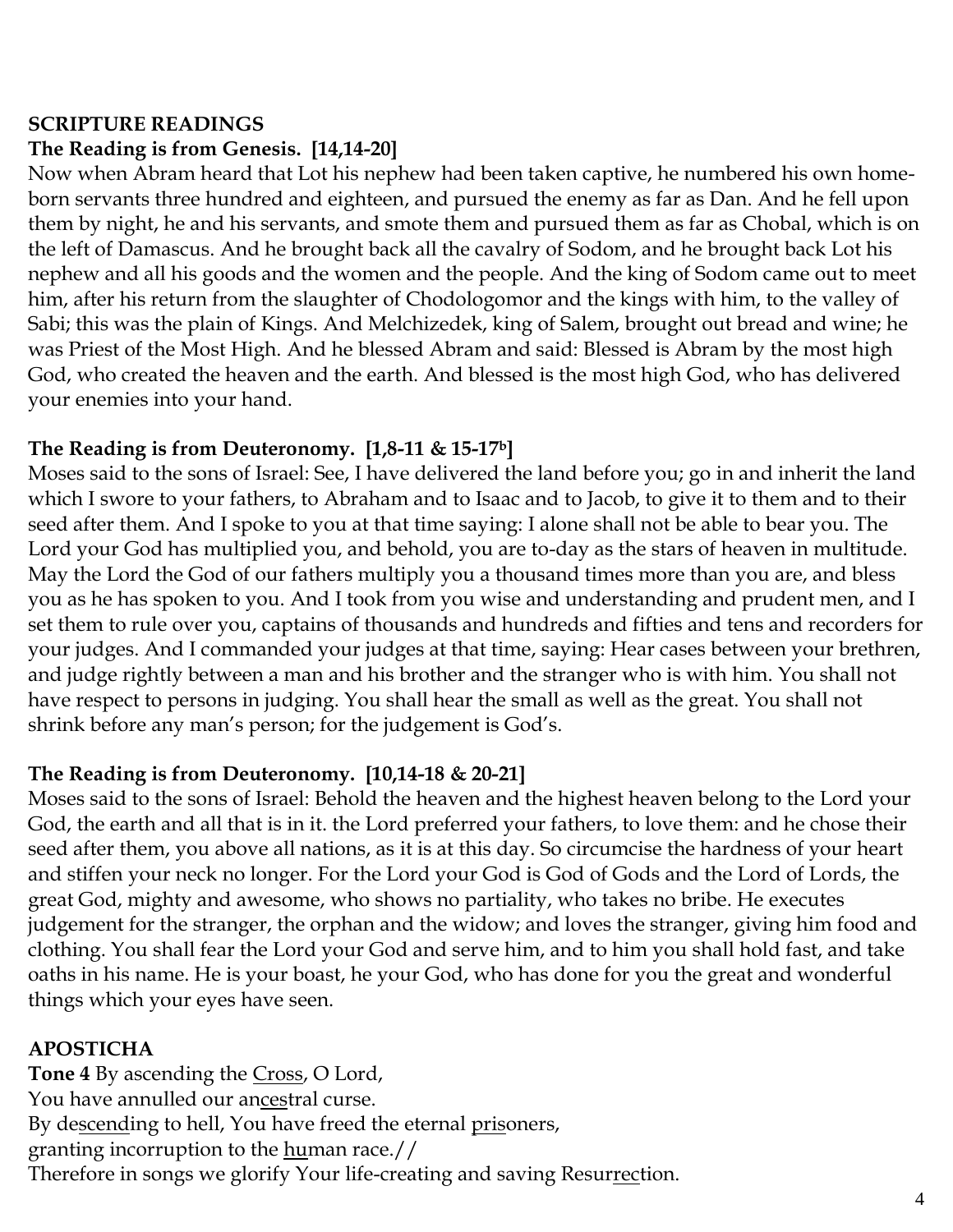**SCRIPTURE READINGS**

**The Reading is from Genesis. [14,14-20]**

Now when Abram heard that Lot his nephew had been taken captive, he numbered his own home-born servants three hundred and eighteen, and pursued the enemy as far as Dan. And he fell upon them by night, he and his servants, and smote them and pursued them as far as Chobal, which is on the left of Damascus. And he brought back all the cavalry of Sodom, and he brought back Lot his nephew and all his goods and the women and the people. And the king of Sodom came out to meet him, after his return from the slaughter of Chodologomor and the kings with him, to the valley of Sabi; this was the plain of Kings. And Melchizedek, king of Salem, brought out bread and wine; he was Priest of the Most High. And he blessed Abram and said: Blessed is Abram by the most high God, who created the heaven and the earth. And blessed is the most high God, who has delivered your enemies into your hand.

**The Reading is from Deuteronomy. [1,8-11 & 15-17b]**

Moses said to the sons of Israel: See, I have delivered the land before you; go in and inherit the land which I swore to your fathers, to Abraham and to Isaac and to Jacob, to give it to them and to their seed after them. And I spoke to you at that time saying: I alone shall not be able to bear you. The Lord your God has multiplied you, and behold, you are to-day as the stars of heaven in multitude. May the Lord the God of our fathers multiply you a thousand times more than you are, and bless you as he has spoken to you. And I took from you wise and understanding and prudent men, and I set them to rule over you, captains of thousands and hundreds and fifties and tens and recorders for your judges. And I commanded your judges at that time, saying: Hear cases between your brethren, and judge rightly between a man and his brother and the stranger who is with him. You shall not have respect to persons in judging. You shall hear the small as well as the great. You shall not shrink before any man's person; for the judgement is God's.

**The Reading is from Deuteronomy. [10,14-18 & 20-21]**

Moses said to the sons of Israel: Behold the heaven and the highest heaven belong to the Lord your God, the earth and all that is in it. the Lord preferred your fathers, to love them: and he chose their seed after them, you above all nations, as it is at this day. So circumcise the hardness of your heart and stiffen your neck no longer. For the Lord your God is God of Gods and the Lord of Lords, the great God, mighty and awesome, who shows no partiality, who takes no bribe. He executes judgement for the stranger, the orphan and the widow; and loves the stranger, giving him food and clothing. You shall fear the Lord your God and serve him, and to him you shall hold fast, and take oaths in his name. He is your boast, he your God, who has done for you the great and wonderful things which your eyes have seen.

**APOSTICHA**

**Tone 4** By ascending the <u>Cross</u>, O Lord,
You have annulled our an<u>ces</u>tral curse.
By de<u>scend</u>ing to hell, You have freed the eternal <u>pris</u>oners,
granting incorruption to the <u>hu</u>man race.//
Therefore in songs we glorify Your life-creating and saving Resur<u>rec</u>tion.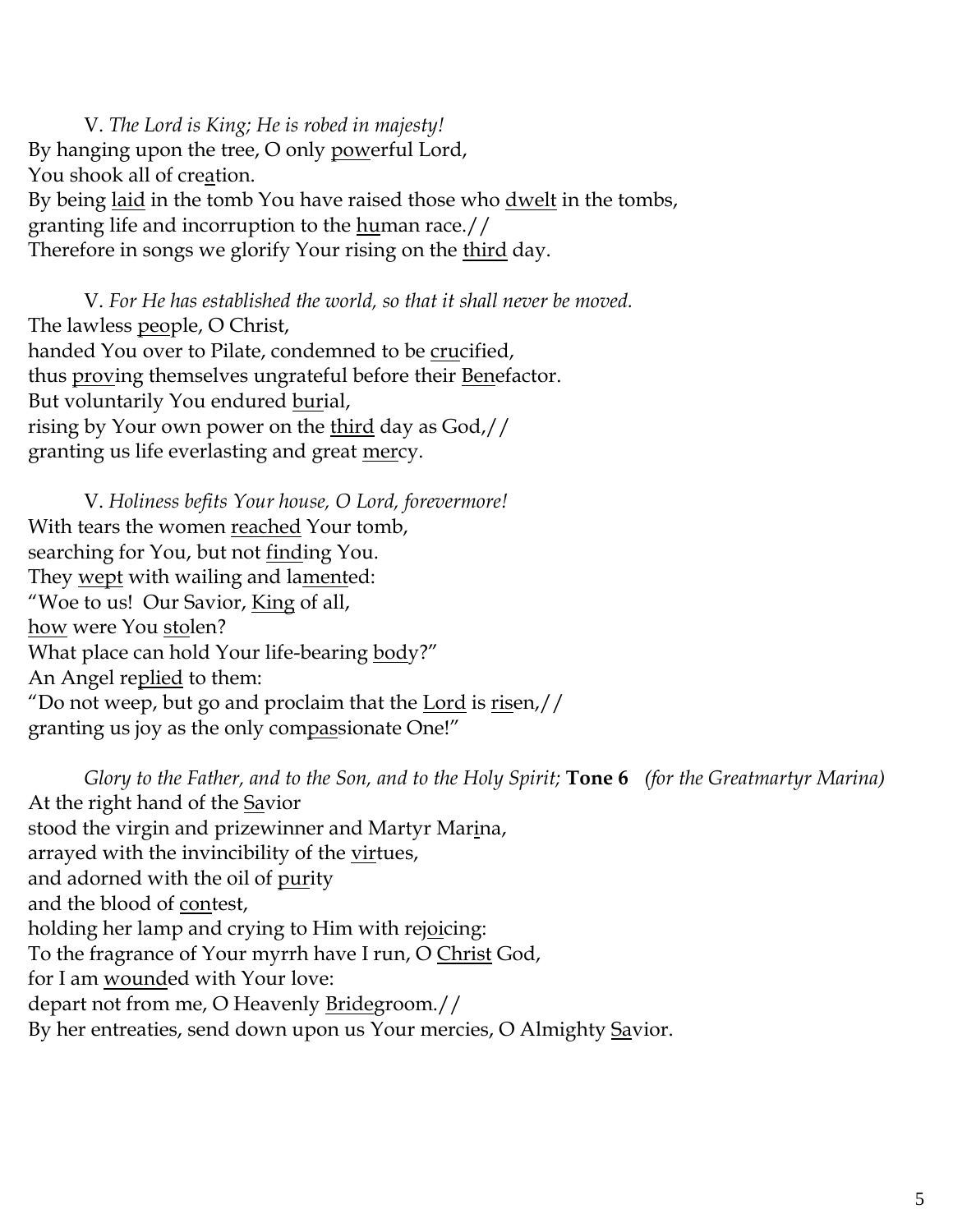V. *The Lord is King; He is robed in majesty!*
By hanging upon the tree, O only <u>pow</u>erful Lord,
You shook all of cre<u>a</u>tion.
By being <u>laid</u> in the tomb You have raised those who <u>dwelt</u> in the tombs,
granting life and incorruption to the <u>hu</u>man race.//
Therefore in songs we glorify Your rising on the <u>third</u> day.

V. *For He has established the world, so that it shall never be moved.*
The lawless <u>peo</u>ple, O Christ,
handed You over to Pilate, condemned to be <u>cru</u>cified,
thus <u>prov</u>ing themselves ungrateful before their <u>Ben</u>efactor.
But voluntarily You endured <u>bur</u>ial,
rising by Your own power on the <u>third</u> day as God,//
granting us life everlasting and great <u>mer</u>cy.

V. *Holiness befits Your house, O Lord, forevermore!*
With tears the women <u>reached</u> Your tomb,
searching for You, but not <u>find</u>ing You.
They <u>wept</u> with wailing and la<u>ment</u>ed:
"Woe to us! Our Savior, <u>King</u> of all,
<u>how</u> were You <u>sto</u>len?
What place can hold Your life-bearing <u>bod</u>y?"
An Angel re<u>plied</u> to them:
"Do not weep, but go and proclaim that the <u>Lord</u> is <u>ris</u>en,//
granting us joy as the only com<u>pas</u>sionate One!"

*Glory to the Father, and to the Son, and to the Holy Spirit;* **Tone 6** *(for the Greatmartyr Marina)*
At the right hand of the <u>Sa</u>vior
stood the virgin and prizewinner and Martyr Mar<u>i</u>na,
arrayed with the invincibility of the <u>vir</u>tues,
and adorned with the oil of <u>pur</u>ity
and the blood of <u>con</u>test,
holding her lamp and crying to Him with rej<u>oi</u>cing:
To the fragrance of Your myrrh have I run, O <u>Christ</u> God,
for I am <u>wound</u>ed with Your love:
depart not from me, O Heavenly <u>Bride</u>groom.//
By her entreaties, send down upon us Your mercies, O Almighty <u>Sa</u>vior.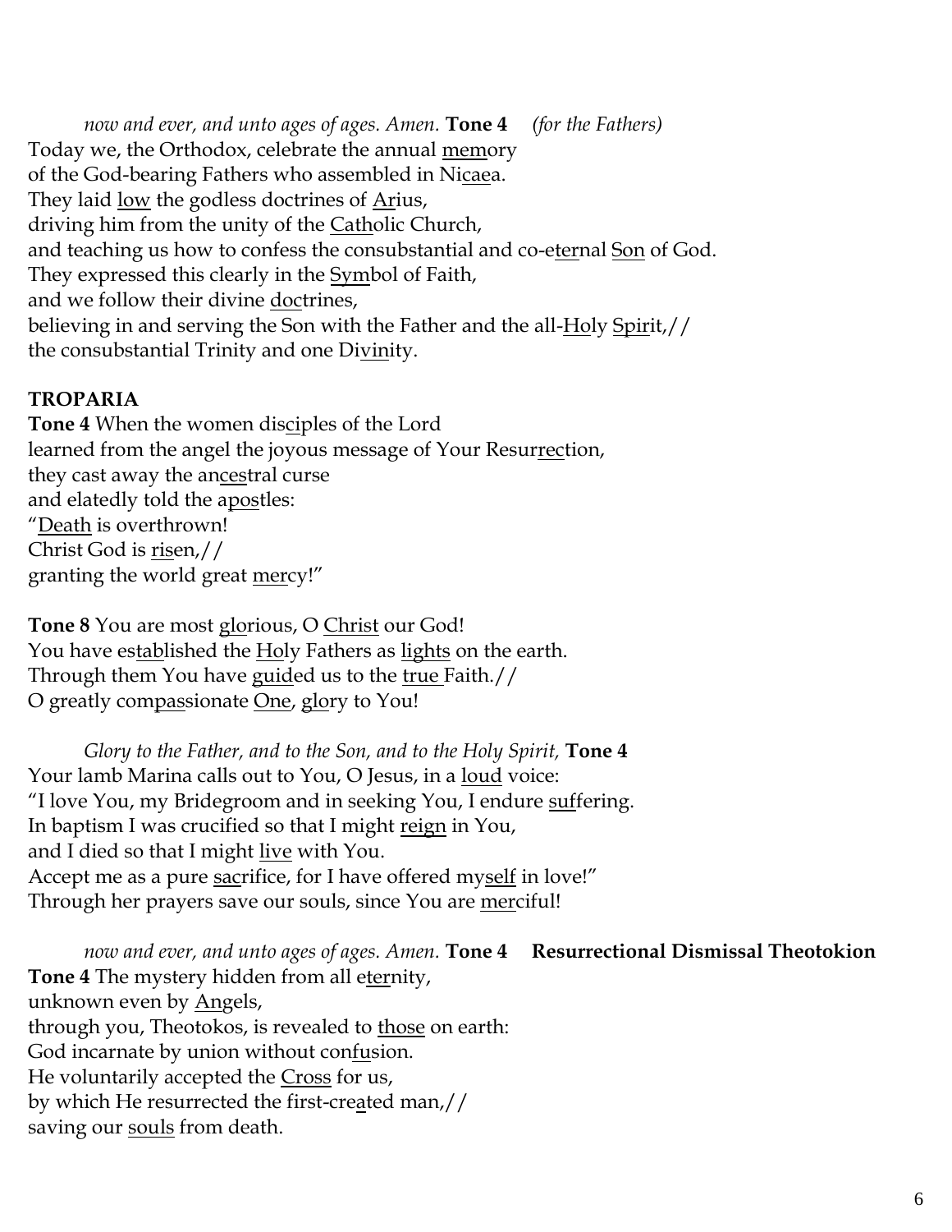*now and ever, and unto ages of ages. Amen.* **Tone 4** *(for the Fathers)*
Today we, the Orthodox, celebrate the annual memory
of the God-bearing Fathers who assembled in Nicaea.
They laid low the godless doctrines of Arius,
driving him from the unity of the Catholic Church,
and teaching us how to confess the consubstantial and co-eternal Son of God.
They expressed this clearly in the Symbol of Faith,
and we follow their divine doctrines,
believing in and serving the Son with the Father and the all-Holy Spirit,//
the consubstantial Trinity and one Divinity.

**TROPARIA**

**Tone 4** When the women disciples of the Lord
learned from the angel the joyous message of Your Resurrection,
they cast away the ancestral curse
and elatedly told the apostles:
"Death is overthrown!
Christ God is risen,//
granting the world great mercy!"

**Tone 8** You are most glorious, O Christ our God!
You have established the Holy Fathers as lights on the earth.
Through them You have guided us to the true Faith.//
O greatly compassionate One, glory to You!

*Glory to the Father, and to the Son, and to the Holy Spirit,* **Tone 4**
Your lamb Marina calls out to You, O Jesus, in a loud voice:
"I love You, my Bridegroom and in seeking You, I endure suffering.
In baptism I was crucified so that I might reign in You,
and I died so that I might live with You.
Accept me as a pure sacrifice, for I have offered myself in love!"
Through her prayers save our souls, since You are merciful!

*now and ever, and unto ages of ages. Amen.* **Tone 4 Resurrectional Dismissal Theotokion**
**Tone 4** The mystery hidden from all eternity,
unknown even by Angels,
through you, Theotokos, is revealed to those on earth:
God incarnate by union without confusion.
He voluntarily accepted the Cross for us,
by which He resurrected the first-created man,//
saving our souls from death.